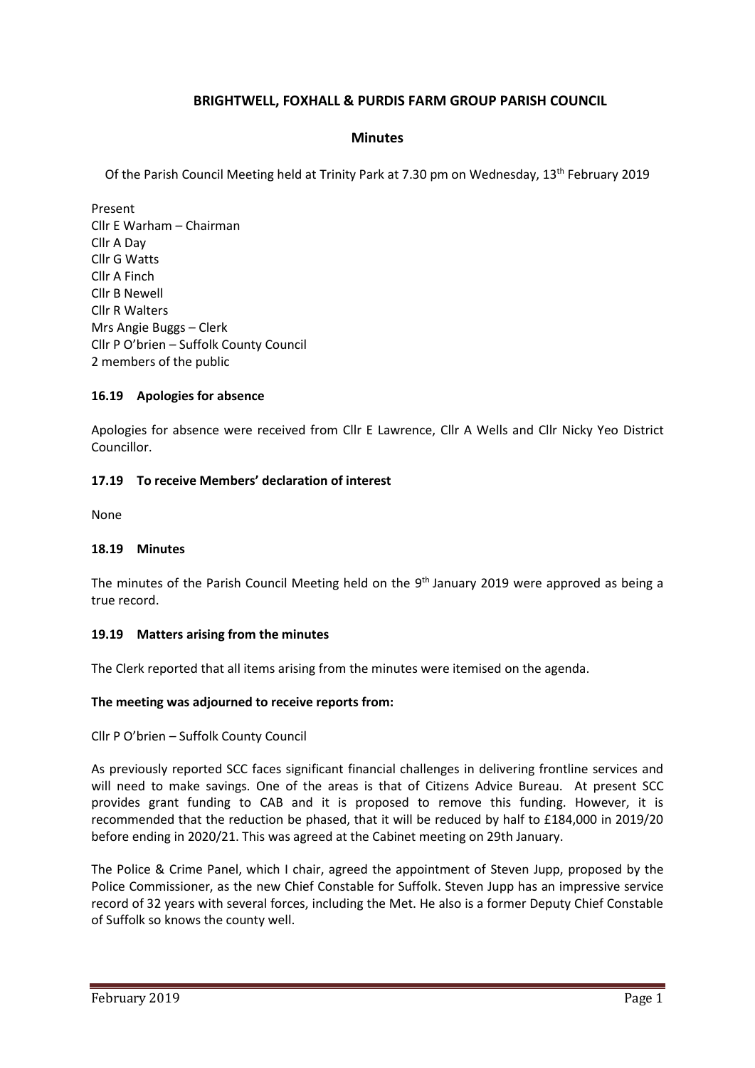# BRIGHTWELL, FOXHALL & PURDIS FARM GROUP PARISH COUNCIL

## Minutes

Of the Parish Council Meeting held at Trinity Park at 7.30 pm on Wednesday, 13th February 2019

Present
Cllr E Warham – Chairman
Cllr A Day
Cllr G Watts
Cllr A Finch
Cllr B Newell
Cllr R Walters
Mrs Angie Buggs – Clerk
Cllr P O'brien – Suffolk County Council
2 members of the public

### 16.19 Apologies for absence

Apologies for absence were received from Cllr E Lawrence, Cllr A Wells and Cllr Nicky Yeo District Councillor.

### 17.19 To receive Members' declaration of interest

None

### 18.19 Minutes

The minutes of the Parish Council Meeting held on the 9th January 2019 were approved as being a true record.

### 19.19 Matters arising from the minutes

The Clerk reported that all items arising from the minutes were itemised on the agenda.

**The meeting was adjourned to receive reports from:**

Cllr P O'brien – Suffolk County Council

As previously reported SCC faces significant financial challenges in delivering frontline services and will need to make savings. One of the areas is that of Citizens Advice Bureau. At present SCC provides grant funding to CAB and it is proposed to remove this funding. However, it is recommended that the reduction be phased, that it will be reduced by half to £184,000 in 2019/20 before ending in 2020/21. This was agreed at the Cabinet meeting on 29th January.

The Police & Crime Panel, which I chair, agreed the appointment of Steven Jupp, proposed by the Police Commissioner, as the new Chief Constable for Suffolk. Steven Jupp has an impressive service record of 32 years with several forces, including the Met. He also is a former Deputy Chief Constable of Suffolk so knows the county well.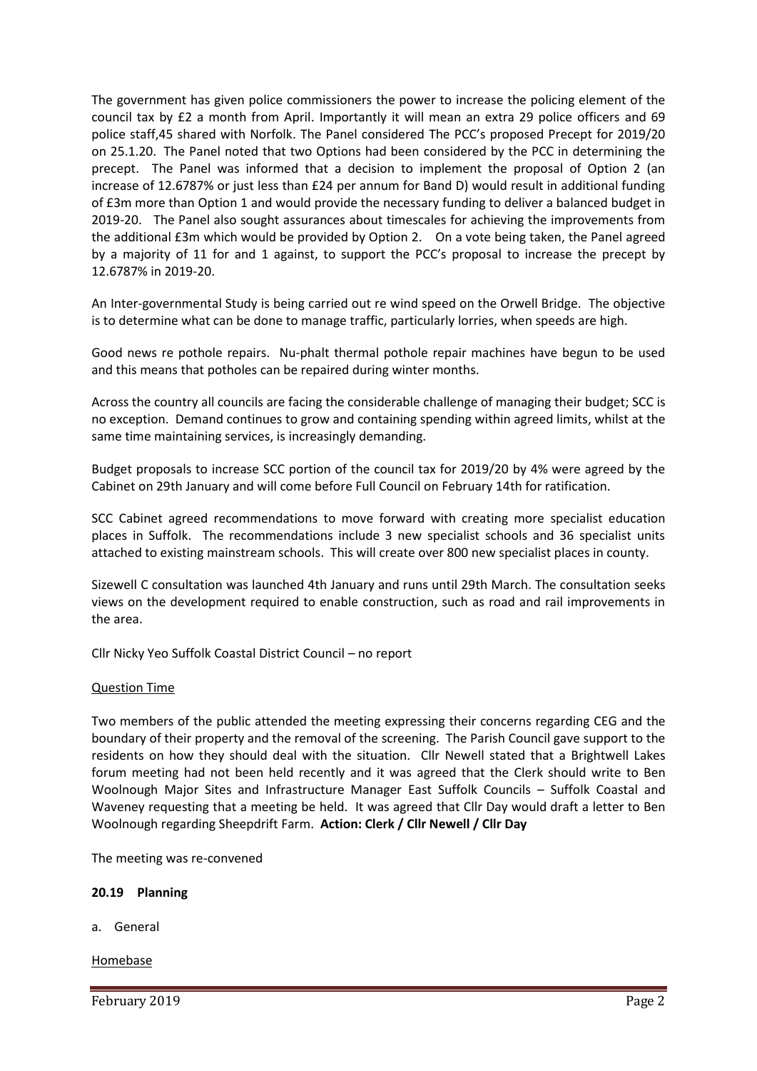The government has given police commissioners the power to increase the policing element of the council tax by £2 a month from April. Importantly it will mean an extra 29 police officers and 69 police staff,45 shared with Norfolk. The Panel considered The PCC's proposed Precept for 2019/20 on 25.1.20. The Panel noted that two Options had been considered by the PCC in determining the precept. The Panel was informed that a decision to implement the proposal of Option 2 (an increase of 12.6787% or just less than £24 per annum for Band D) would result in additional funding of £3m more than Option 1 and would provide the necessary funding to deliver a balanced budget in 2019-20. The Panel also sought assurances about timescales for achieving the improvements from the additional £3m which would be provided by Option 2. On a vote being taken, the Panel agreed by a majority of 11 for and 1 against, to support the PCC's proposal to increase the precept by 12.6787% in 2019-20.

An Inter-governmental Study is being carried out re wind speed on the Orwell Bridge. The objective is to determine what can be done to manage traffic, particularly lorries, when speeds are high.

Good news re pothole repairs. Nu-phalt thermal pothole repair machines have begun to be used and this means that potholes can be repaired during winter months.

Across the country all councils are facing the considerable challenge of managing their budget; SCC is no exception. Demand continues to grow and containing spending within agreed limits, whilst at the same time maintaining services, is increasingly demanding.

Budget proposals to increase SCC portion of the council tax for 2019/20 by 4% were agreed by the Cabinet on 29th January and will come before Full Council on February 14th for ratification.

SCC Cabinet agreed recommendations to move forward with creating more specialist education places in Suffolk. The recommendations include 3 new specialist schools and 36 specialist units attached to existing mainstream schools. This will create over 800 new specialist places in county.

Sizewell C consultation was launched 4th January and runs until 29th March. The consultation seeks views on the development required to enable construction, such as road and rail improvements in the area.

Cllr Nicky Yeo Suffolk Coastal District Council – no report

Question Time

Two members of the public attended the meeting expressing their concerns regarding CEG and the boundary of their property and the removal of the screening. The Parish Council gave support to the residents on how they should deal with the situation. Cllr Newell stated that a Brightwell Lakes forum meeting had not been held recently and it was agreed that the Clerk should write to Ben Woolnough Major Sites and Infrastructure Manager East Suffolk Councils – Suffolk Coastal and Waveney requesting that a meeting be held. It was agreed that Cllr Day would draft a letter to Ben Woolnough regarding Sheepdrift Farm. **Action: Clerk / Cllr Newell / Cllr Day**

The meeting was re-convened

**20.19 Planning**

a. General

Homebase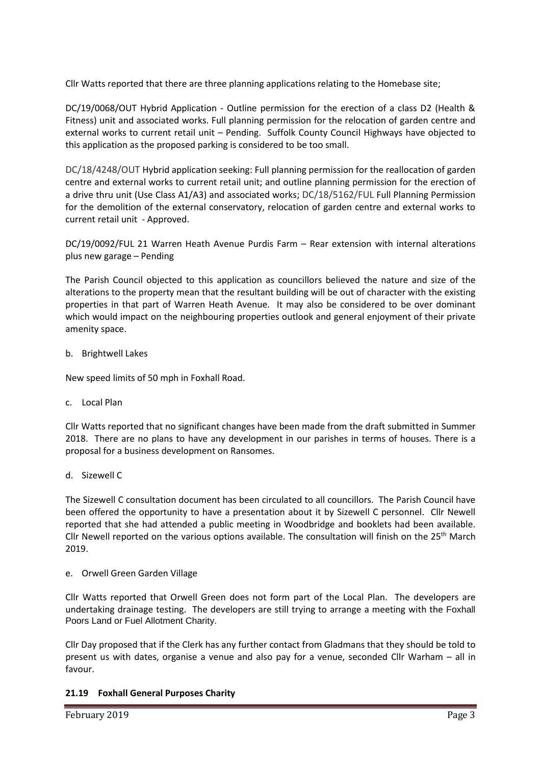Cllr Watts reported that there are three planning applications relating to the Homebase site;

DC/19/0068/OUT Hybrid Application - Outline permission for the erection of a class D2 (Health & Fitness) unit and associated works. Full planning permission for the relocation of garden centre and external works to current retail unit – Pending. Suffolk County Council Highways have objected to this application as the proposed parking is considered to be too small.

DC/18/4248/OUT Hybrid application seeking: Full planning permission for the reallocation of garden centre and external works to current retail unit; and outline planning permission for the erection of a drive thru unit (Use Class A1/A3) and associated works; DC/18/5162/FUL Full Planning Permission for the demolition of the external conservatory, relocation of garden centre and external works to current retail unit - Approved.

DC/19/0092/FUL 21 Warren Heath Avenue Purdis Farm – Rear extension with internal alterations plus new garage – Pending

The Parish Council objected to this application as councillors believed the nature and size of the alterations to the property mean that the resultant building will be out of character with the existing properties in that part of Warren Heath Avenue. It may also be considered to be over dominant which would impact on the neighbouring properties outlook and general enjoyment of their private amenity space.

b. Brightwell Lakes

New speed limits of 50 mph in Foxhall Road.

c. Local Plan

Cllr Watts reported that no significant changes have been made from the draft submitted in Summer 2018. There are no plans to have any development in our parishes in terms of houses. There is a proposal for a business development on Ransomes.

d. Sizewell C

The Sizewell C consultation document has been circulated to all councillors. The Parish Council have been offered the opportunity to have a presentation about it by Sizewell C personnel. Cllr Newell reported that she had attended a public meeting in Woodbridge and booklets had been available. Cllr Newell reported on the various options available. The consultation will finish on the 25th March 2019.

e. Orwell Green Garden Village

Cllr Watts reported that Orwell Green does not form part of the Local Plan. The developers are undertaking drainage testing. The developers are still trying to arrange a meeting with the Foxhall Poors Land or Fuel Allotment Charity.

Cllr Day proposed that if the Clerk has any further contact from Gladmans that they should be told to present us with dates, organise a venue and also pay for a venue, seconded Cllr Warham – all in favour.

**21.19 Foxhall General Purposes Charity**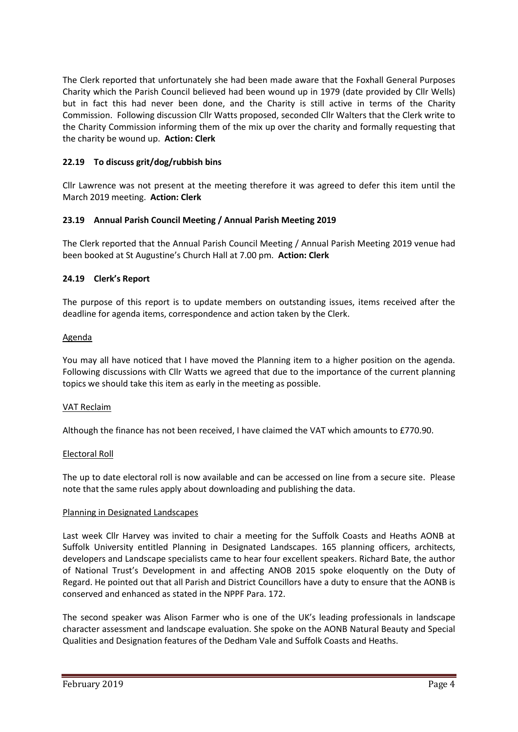The Clerk reported that unfortunately she had been made aware that the Foxhall General Purposes Charity which the Parish Council believed had been wound up in 1979 (date provided by Cllr Wells) but in fact this had never been done, and the Charity is still active in terms of the Charity Commission. Following discussion Cllr Watts proposed, seconded Cllr Walters that the Clerk write to the Charity Commission informing them of the mix up over the charity and formally requesting that the charity be wound up. **Action: Clerk**

### 22.19 To discuss grit/dog/rubbish bins

Cllr Lawrence was not present at the meeting therefore it was agreed to defer this item until the March 2019 meeting. **Action: Clerk**

### 23.19 Annual Parish Council Meeting / Annual Parish Meeting 2019

The Clerk reported that the Annual Parish Council Meeting / Annual Parish Meeting 2019 venue had been booked at St Augustine's Church Hall at 7.00 pm. **Action: Clerk**

### 24.19 Clerk's Report

The purpose of this report is to update members on outstanding issues, items received after the deadline for agenda items, correspondence and action taken by the Clerk.

<u>Agenda</u>

You may all have noticed that I have moved the Planning item to a higher position on the agenda. Following discussions with Cllr Watts we agreed that due to the importance of the current planning topics we should take this item as early in the meeting as possible.

<u>VAT Reclaim</u>

Although the finance has not been received, I have claimed the VAT which amounts to £770.90.

<u>Electoral Roll</u>

The up to date electoral roll is now available and can be accessed on line from a secure site. Please note that the same rules apply about downloading and publishing the data.

<u>Planning in Designated Landscapes</u>

Last week Cllr Harvey was invited to chair a meeting for the Suffolk Coasts and Heaths AONB at Suffolk University entitled Planning in Designated Landscapes. 165 planning officers, architects, developers and Landscape specialists came to hear four excellent speakers. Richard Bate, the author of National Trust's Development in and affecting ANOB 2015 spoke eloquently on the Duty of Regard. He pointed out that all Parish and District Councillors have a duty to ensure that the AONB is conserved and enhanced as stated in the NPPF Para. 172.

The second speaker was Alison Farmer who is one of the UK's leading professionals in landscape character assessment and landscape evaluation. She spoke on the AONB Natural Beauty and Special Qualities and Designation features of the Dedham Vale and Suffolk Coasts and Heaths.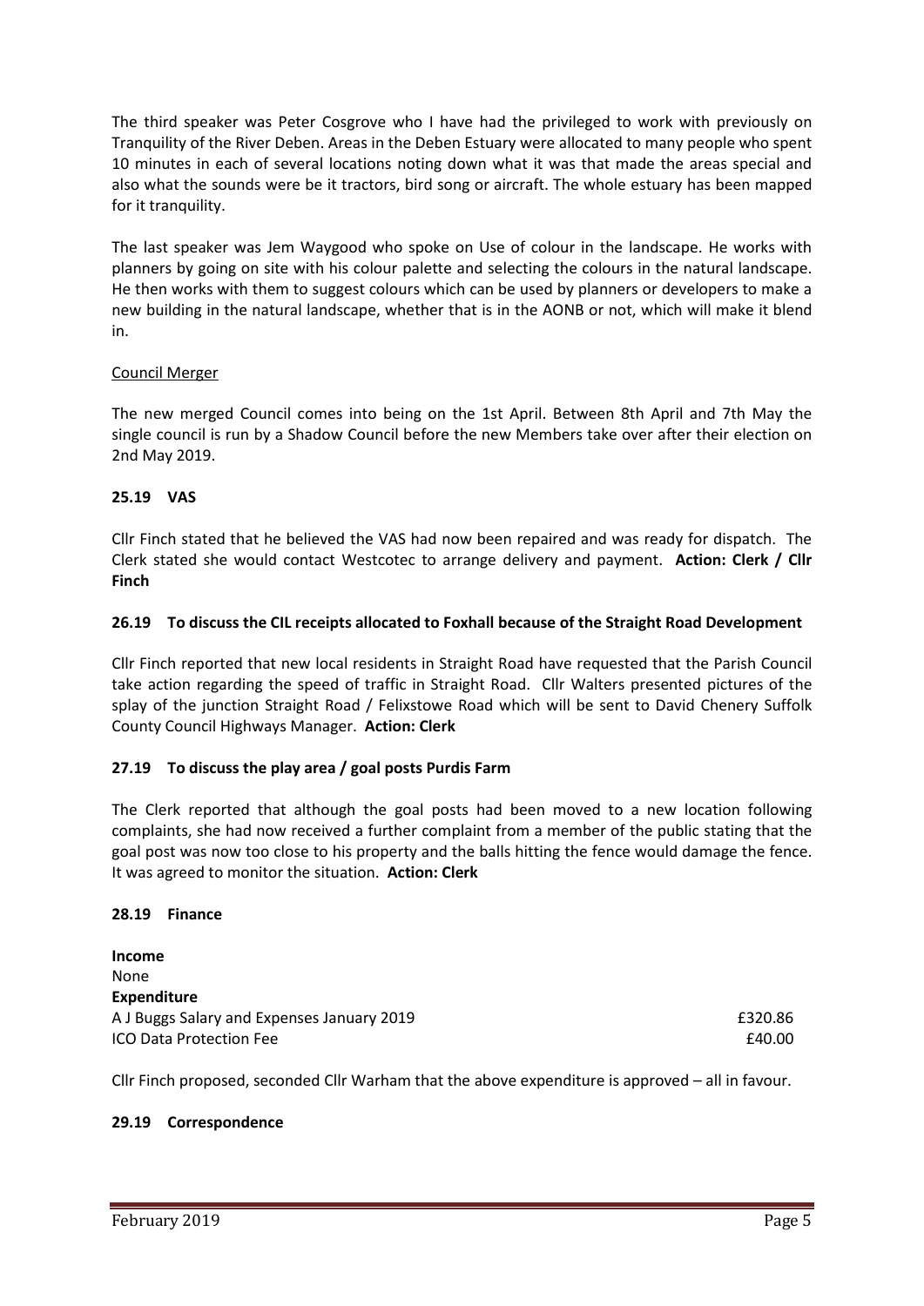The third speaker was Peter Cosgrove who I have had the privileged to work with previously on Tranquility of the River Deben. Areas in the Deben Estuary were allocated to many people who spent 10 minutes in each of several locations noting down what it was that made the areas special and also what the sounds were be it tractors, bird song or aircraft. The whole estuary has been mapped for it tranquility.

The last speaker was Jem Waygood who spoke on Use of colour in the landscape. He works with planners by going on site with his colour palette and selecting the colours in the natural landscape. He then works with them to suggest colours which can be used by planners or developers to make a new building in the natural landscape, whether that is in the AONB or not, which will make it blend in.

Council Merger

The new merged Council comes into being on the 1st April. Between 8th April and 7th May the single council is run by a Shadow Council before the new Members take over after their election on 2nd May 2019.

### 25.19 VAS

Cllr Finch stated that he believed the VAS had now been repaired and was ready for dispatch. The Clerk stated she would contact Westcotec to arrange delivery and payment. **Action: Clerk / Cllr Finch**

### 26.19 To discuss the CIL receipts allocated to Foxhall because of the Straight Road Development

Cllr Finch reported that new local residents in Straight Road have requested that the Parish Council take action regarding the speed of traffic in Straight Road. Cllr Walters presented pictures of the splay of the junction Straight Road / Felixstowe Road which will be sent to David Chenery Suffolk County Council Highways Manager. **Action: Clerk**

### 27.19 To discuss the play area / goal posts Purdis Farm

The Clerk reported that although the goal posts had been moved to a new location following complaints, she had now received a further complaint from a member of the public stating that the goal post was now too close to his property and the balls hitting the fence would damage the fence. It was agreed to monitor the situation. **Action: Clerk**

### 28.19 Finance

**Income**
None

**Expenditure**

| | |
|---|---|
| A J Buggs Salary and Expenses January 2019 | £320.86 |
| ICO Data Protection Fee | £40.00 |

Cllr Finch proposed, seconded Cllr Warham that the above expenditure is approved – all in favour.

### 29.19 Correspondence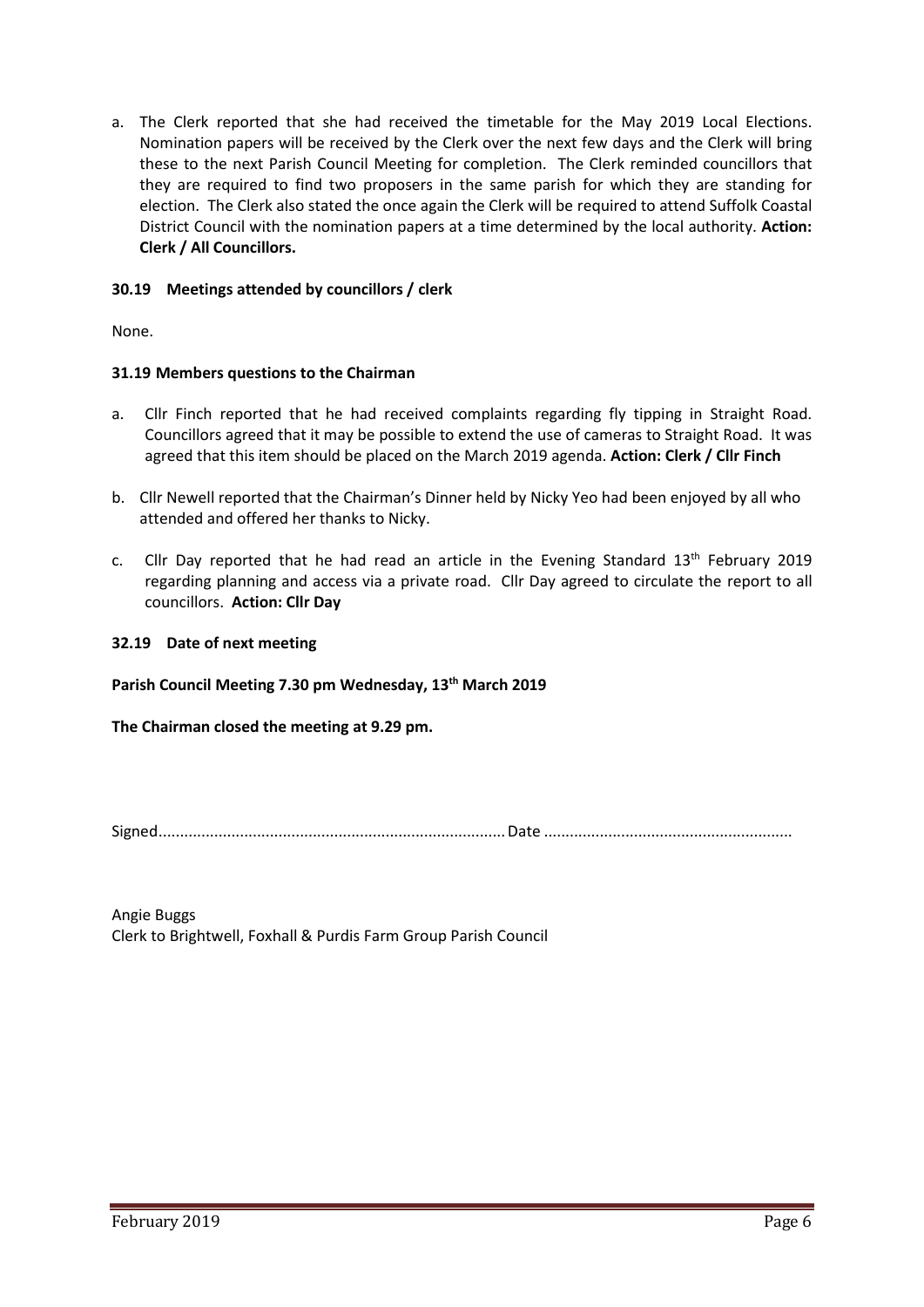a. The Clerk reported that she had received the timetable for the May 2019 Local Elections. Nomination papers will be received by the Clerk over the next few days and the Clerk will bring these to the next Parish Council Meeting for completion. The Clerk reminded councillors that they are required to find two proposers in the same parish for which they are standing for election. The Clerk also stated the once again the Clerk will be required to attend Suffolk Coastal District Council with the nomination papers at a time determined by the local authority. **Action: Clerk / All Councillors.**

### 30.19 Meetings attended by councillors / clerk

None.

### 31.19 Members questions to the Chairman

a. Cllr Finch reported that he had received complaints regarding fly tipping in Straight Road. Councillors agreed that it may be possible to extend the use of cameras to Straight Road. It was agreed that this item should be placed on the March 2019 agenda. **Action: Clerk / Cllr Finch**

b. Cllr Newell reported that the Chairman's Dinner held by Nicky Yeo had been enjoyed by all who attended and offered her thanks to Nicky.

c. Cllr Day reported that he had read an article in the Evening Standard 13th February 2019 regarding planning and access via a private road. Cllr Day agreed to circulate the report to all councillors. **Action: Cllr Day**

### 32.19 Date of next meeting

**Parish Council Meeting 7.30 pm Wednesday, 13th March 2019**

**The Chairman closed the meeting at 9.29 pm.**

Signed................................................................................ Date .........................................................

Angie Buggs
Clerk to Brightwell, Foxhall & Purdis Farm Group Parish Council